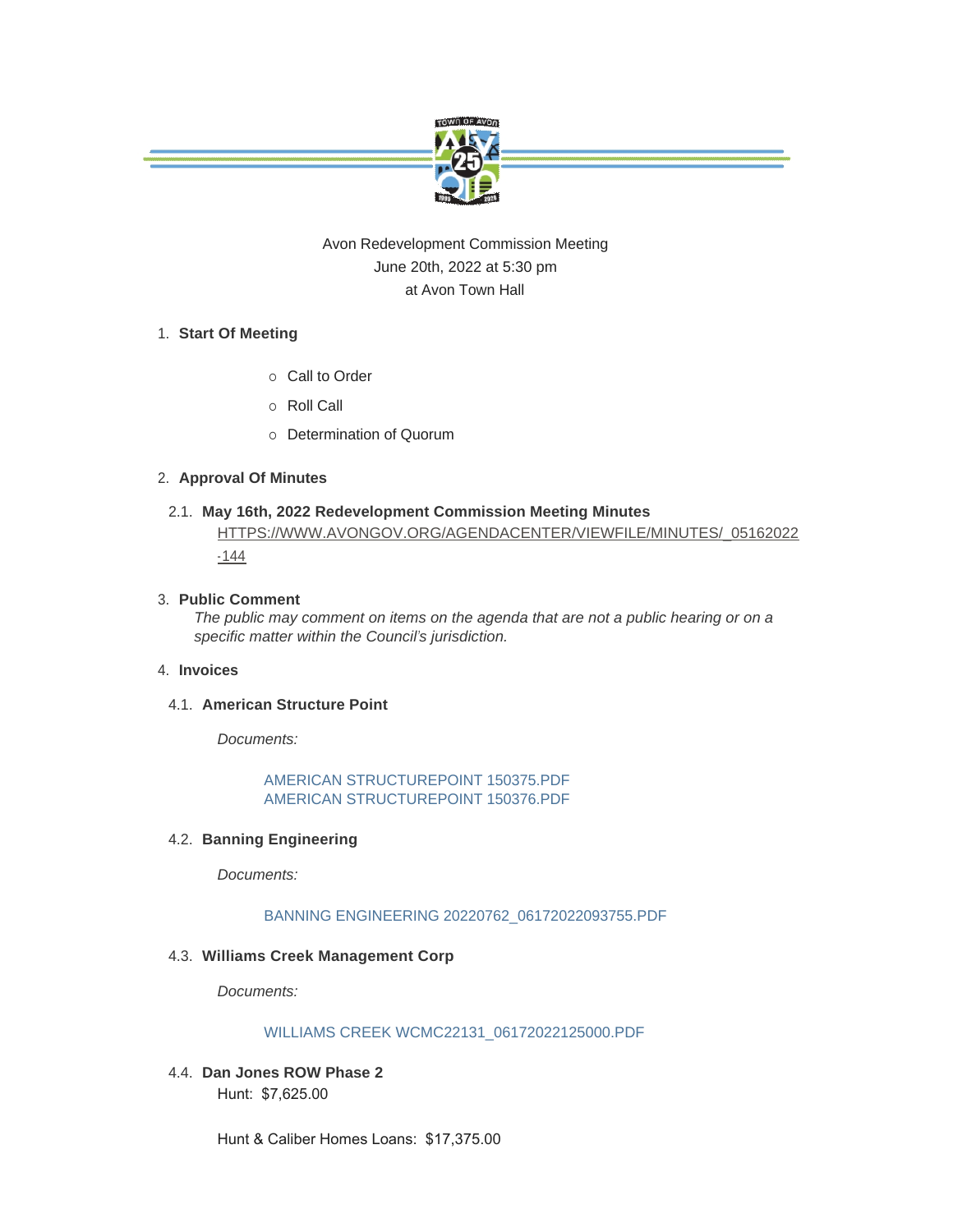Avon Redevelopment Commission Meeting
June 20th, 2022 at 5:30 pm
at Avon Town Hall

1. **Start Of Meeting**
   - Call to Order
   - Roll Call
   - Determination of Quorum

2. **Approval Of Minutes**

   2.1. **May 16th, 2022 Redevelopment Commission Meeting Minutes**
   HTTPS://WWW.AVONGOV.ORG/AGENDACENTER/VIEWFILE/MINUTES/_05162022-144

3. **Public Comment**
   *The public may comment on items on the agenda that are not a public hearing or on a specific matter within the Council's jurisdiction.*

4. **Invoices**

   4.1. **American Structure Point**

   *Documents:*

   AMERICAN STRUCTUREPOINT 150375.PDF
   AMERICAN STRUCTUREPOINT 150376.PDF

   4.2. **Banning Engineering**

   *Documents:*

   BANNING ENGINEERING 20220762_06172022093755.PDF

   4.3. **Williams Creek Management Corp**

   *Documents:*

   WILLIAMS CREEK WCMC22131_06172022125000.PDF

   4.4. **Dan Jones ROW Phase 2**
   Hunt: $7,625.00

   Hunt & Caliber Homes Loans: $17,375.00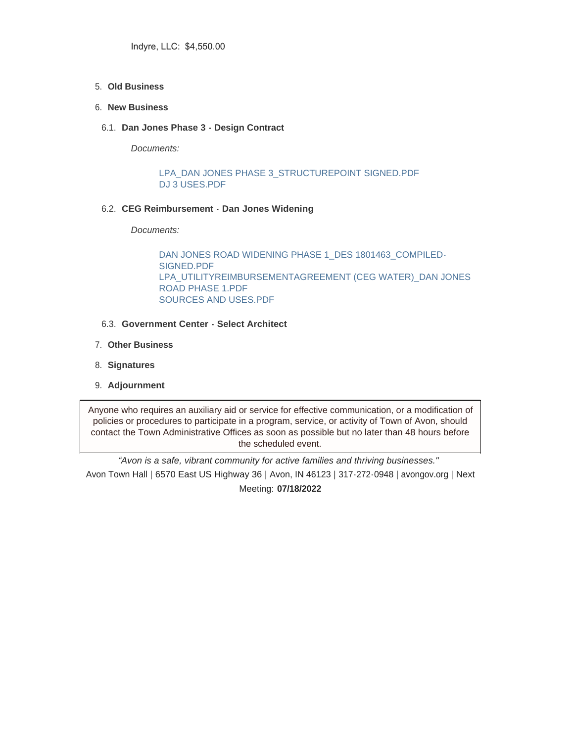Indyre, LLC: $4,550.00

5. **Old Business**
6. **New Business**

   6.1. **Dan Jones Phase 3 - Design Contract**

   *Documents:*

   LPA_DAN JONES PHASE 3_STRUCTUREPOINT SIGNED.PDF
   DJ 3 USES.PDF

   6.2. **CEG Reimbursement - Dan Jones Widening**

   *Documents:*

   DAN JONES ROAD WIDENING PHASE 1_DES 1801463_COMPILED-SIGNED.PDF
   LPA_UTILITYREIMBURSEMENTAGREEMENT (CEG WATER)_DAN JONES ROAD PHASE 1.PDF
   SOURCES AND USES.PDF

   6.3. **Government Center - Select Architect**

7. **Other Business**
8. **Signatures**
9. **Adjournment**

Anyone who requires an auxiliary aid or service for effective communication, or a modification of policies or procedures to participate in a program, service, or activity of Town of Avon, should contact the Town Administrative Offices as soon as possible but no later than 48 hours before the scheduled event.

*"Avon is a safe, vibrant community for active families and thriving businesses."*

Avon Town Hall | 6570 East US Highway 36 | Avon, IN 46123 | 317-272-0948 | avongov.org | Next Meeting: **07/18/2022**